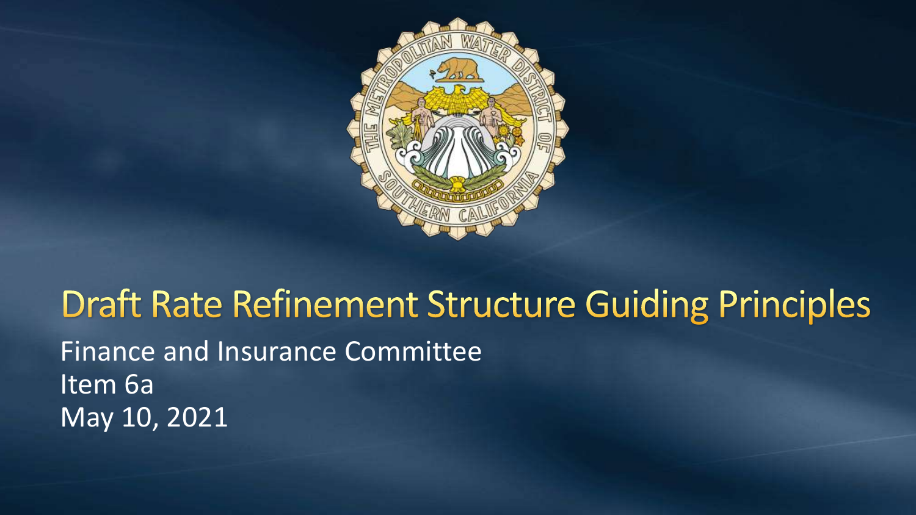# Draft Rate Refinement Structure Guiding Principles

Finance and Insurance Committee
Item 6a
May 10, 2021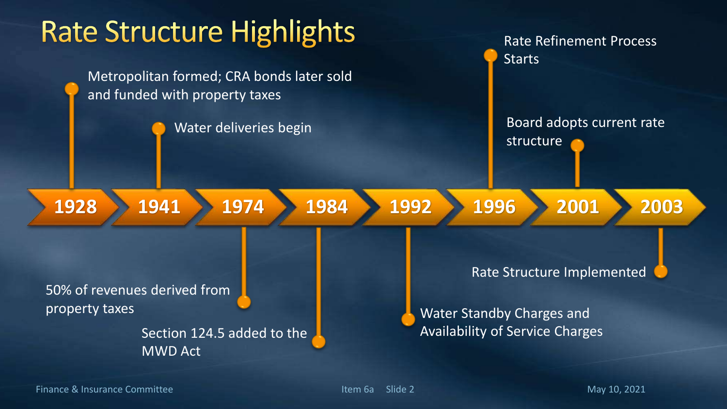# Rate Structure Highlights

- **1928** – Metropolitan formed; CRA bonds later sold and funded with property taxes
- **1941** – Water deliveries begin
- **1974** – 50% of revenues derived from property taxes
- **1984** – Section 124.5 added to the MWD Act
- **1992** – Water Standby Charges and Availability of Service Charges
- **1996** – Rate Refinement Process Starts
- **2001** – Board adopts current rate structure
- **2003** – Rate Structure Implemented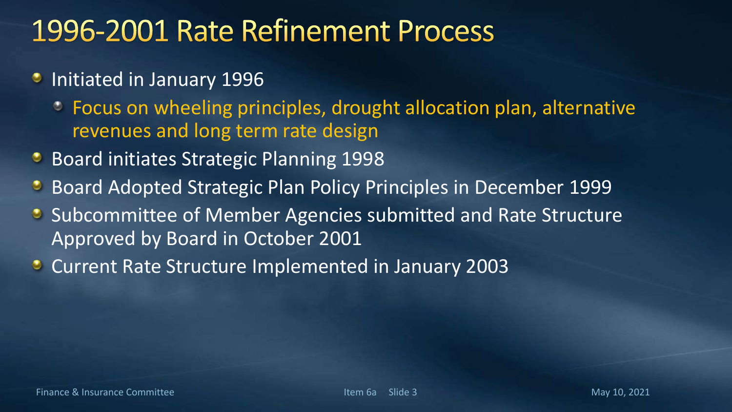# 1996-2001 Rate Refinement Process

- Initiated in January 1996
  - Focus on wheeling principles, drought allocation plan, alternative revenues and long term rate design
- Board initiates Strategic Planning 1998
- Board Adopted Strategic Plan Policy Principles in December 1999
- Subcommittee of Member Agencies submitted and Rate Structure Approved by Board in October 2001
- Current Rate Structure Implemented in January 2003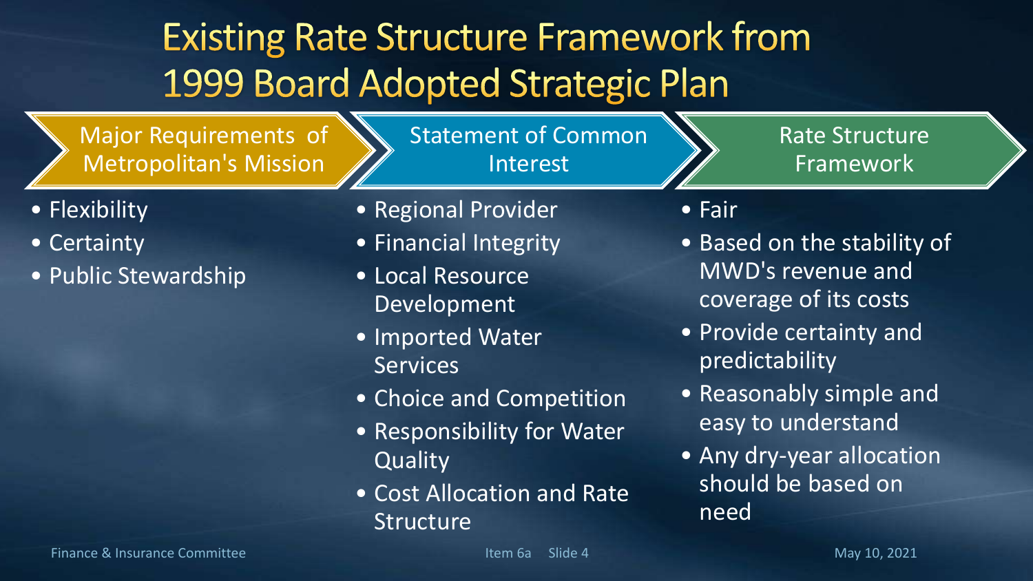# Existing Rate Structure Framework from 1999 Board Adopted Strategic Plan

## Major Requirements of Metropolitan's Mission

- Flexibility
- Certainty
- Public Stewardship

## Statement of Common Interest

- Regional Provider
- Financial Integrity
- Local Resource Development
- Imported Water Services
- Choice and Competition
- Responsibility for Water Quality
- Cost Allocation and Rate Structure

## Rate Structure Framework

- Fair
- Based on the stability of MWD's revenue and coverage of its costs
- Provide certainty and predictability
- Reasonably simple and easy to understand
- Any dry-year allocation should be based on need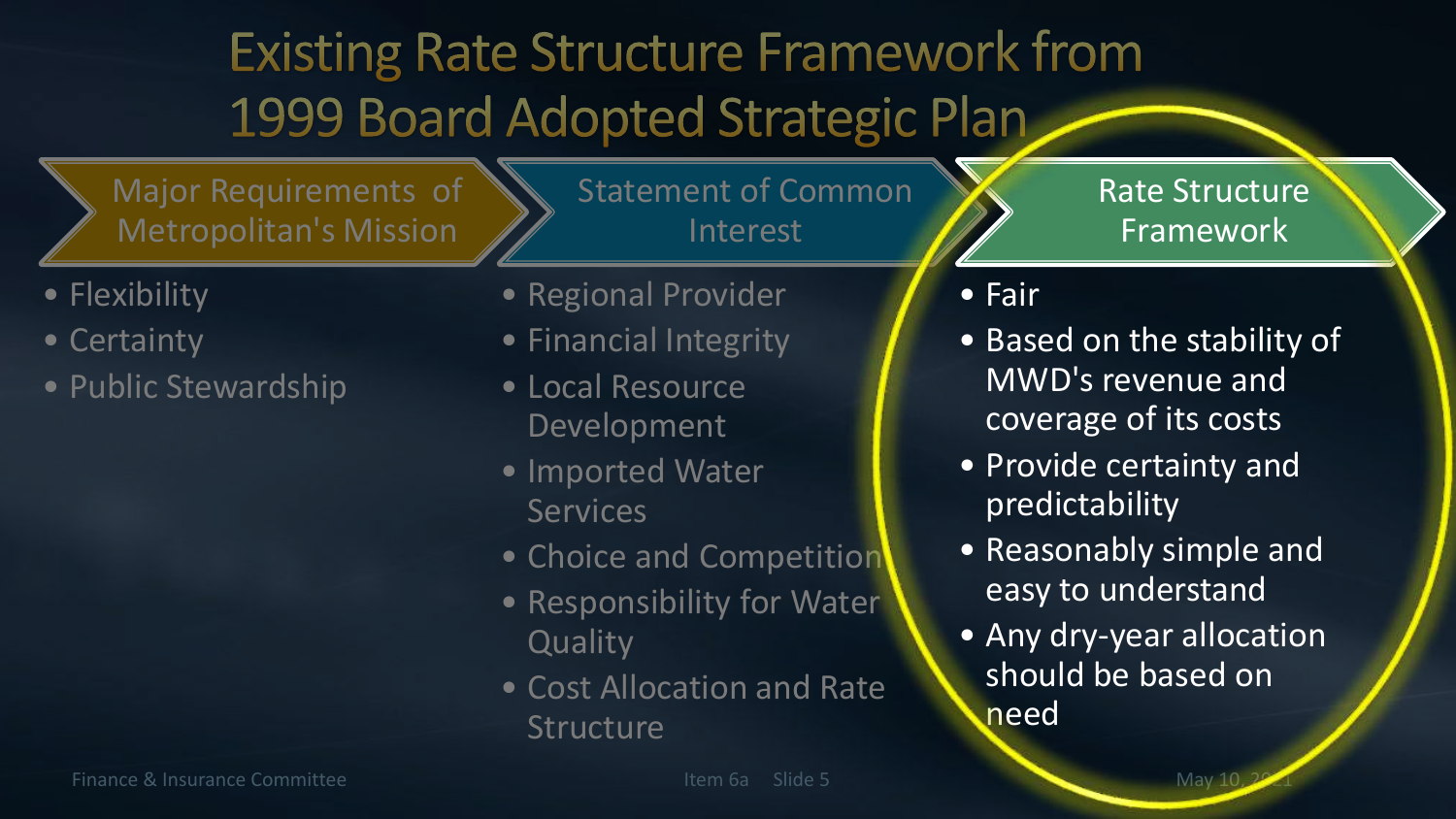# Existing Rate Structure Framework from 1999 Board Adopted Strategic Plan

## Major Requirements of Metropolitan's Mission

- Flexibility
- Certainty
- Public Stewardship

## Statement of Common Interest

- Regional Provider
- Financial Integrity
- Local Resource Development
- Imported Water Services
- Choice and Competition
- Responsibility for Water Quality
- Cost Allocation and Rate Structure

## Rate Structure Framework

- Fair
- Based on the stability of MWD's revenue and coverage of its costs
- Provide certainty and predictability
- Reasonably simple and easy to understand
- Any dry-year allocation should be based on need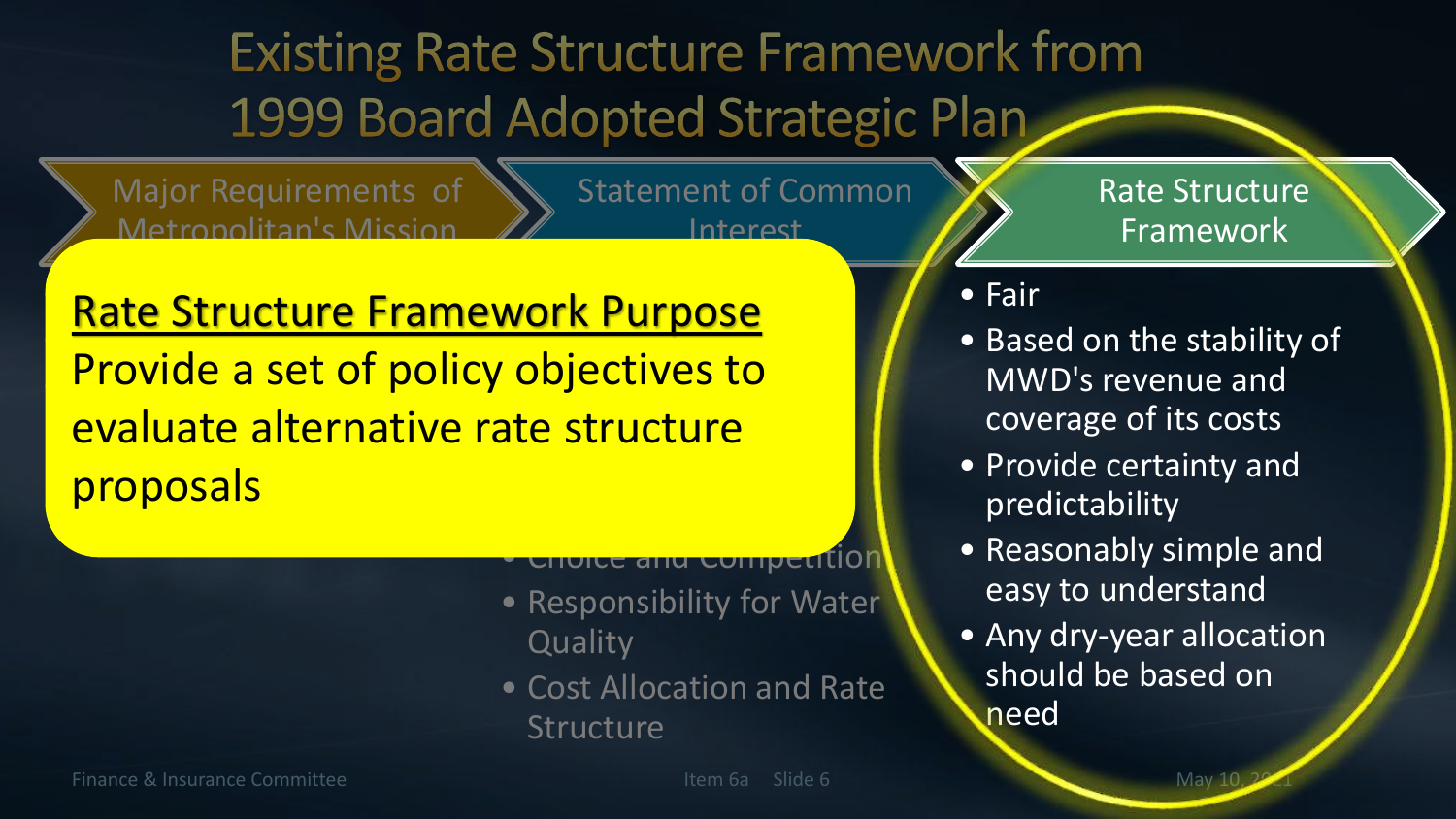# Existing Rate Structure Framework from 1999 Board Adopted Strategic Plan

**Major Requirements of Metropolitan's Mission**

**Statement of Common Interest**

- Choice and Competition
- Responsibility for Water Quality
- Cost Allocation and Rate Structure

**Rate Structure Framework**

- Fair
- Based on the stability of MWD's revenue and coverage of its costs
- Provide certainty and predictability
- Reasonably simple and easy to understand
- Any dry-year allocation should be based on need

**Rate Structure Framework Purpose**

Provide a set of policy objectives to evaluate alternative rate structure proposals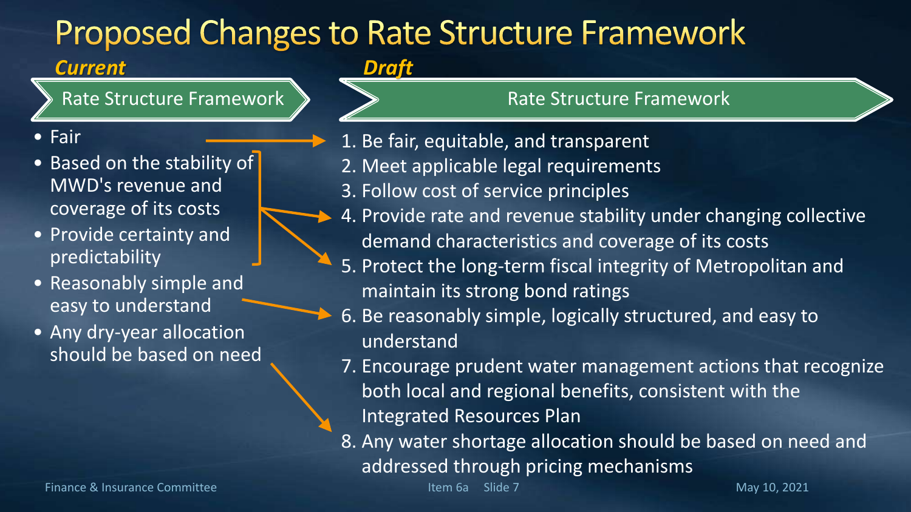# Proposed Changes to Rate Structure Framework

## *Current*

### Rate Structure Framework

- Fair
- Based on the stability of MWD's revenue and coverage of its costs
- Provide certainty and predictability
- Reasonably simple and easy to understand
- Any dry-year allocation should be based on need

## *Draft*

### Rate Structure Framework

1. Be fair, equitable, and transparent
2. Meet applicable legal requirements
3. Follow cost of service principles
4. Provide rate and revenue stability under changing collective demand characteristics and coverage of its costs
5. Protect the long-term fiscal integrity of Metropolitan and maintain its strong bond ratings
6. Be reasonably simple, logically structured, and easy to understand
7. Encourage prudent water management actions that recognize both local and regional benefits, consistent with the Integrated Resources Plan
8. Any water shortage allocation should be based on need and addressed through pricing mechanisms

Finance & Insurance Committee — Item 6a — May 10, 2021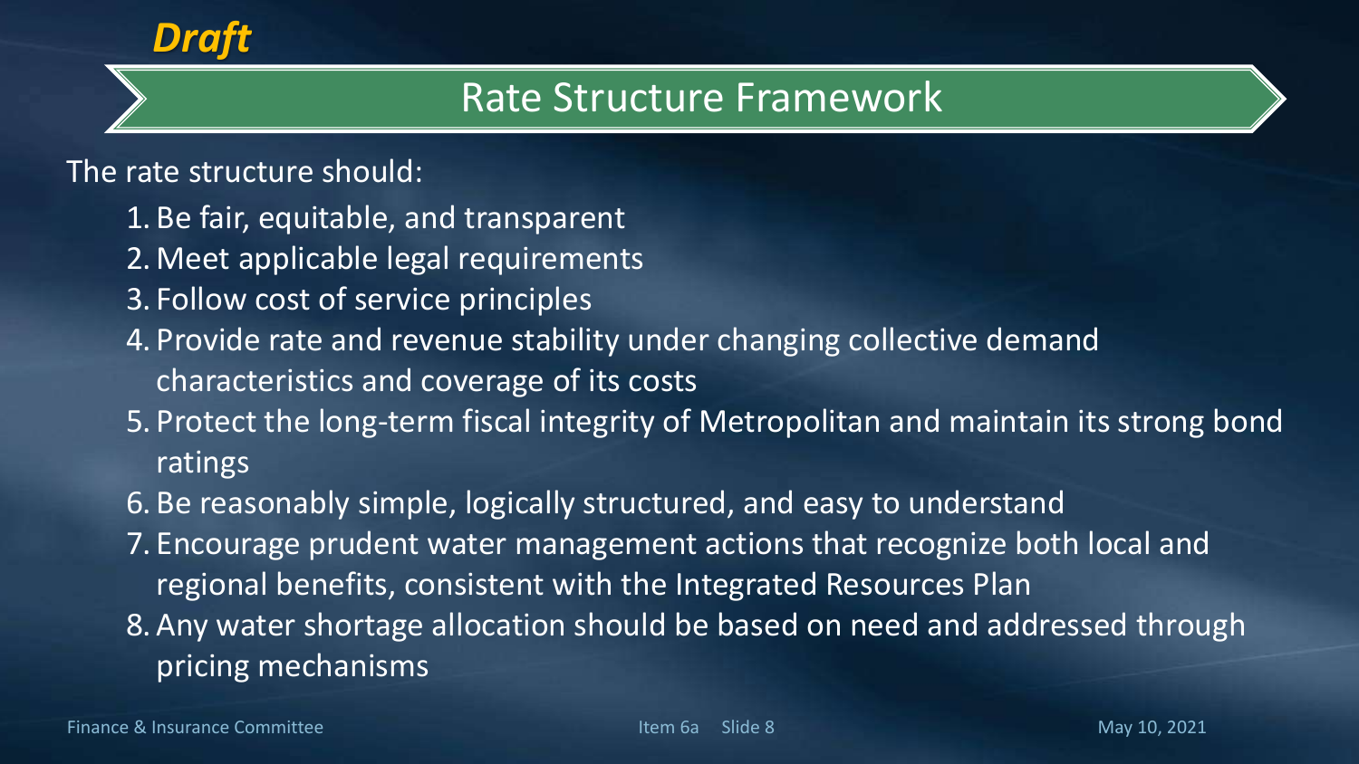*Draft*

# Rate Structure Framework

The rate structure should:

1. Be fair, equitable, and transparent
2. Meet applicable legal requirements
3. Follow cost of service principles
4. Provide rate and revenue stability under changing collective demand characteristics and coverage of its costs
5. Protect the long-term fiscal integrity of Metropolitan and maintain its strong bond ratings
6. Be reasonably simple, logically structured, and easy to understand
7. Encourage prudent water management actions that recognize both local and regional benefits, consistent with the Integrated Resources Plan
8. Any water shortage allocation should be based on need and addressed through pricing mechanisms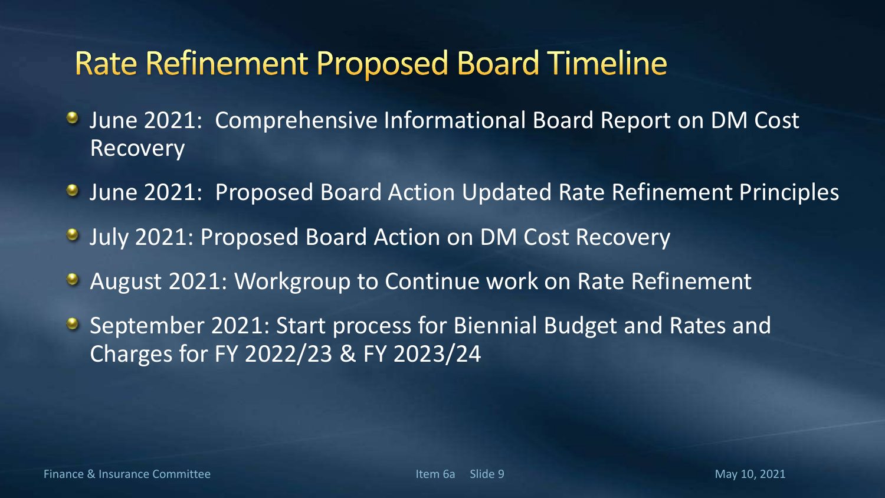# Rate Refinement Proposed Board Timeline

- June 2021: Comprehensive Informational Board Report on DM Cost Recovery
- June 2021: Proposed Board Action Updated Rate Refinement Principles
- July 2021: Proposed Board Action on DM Cost Recovery
- August 2021: Workgroup to Continue work on Rate Refinement
- September 2021: Start process for Biennial Budget and Rates and Charges for FY 2022/23 & FY 2023/24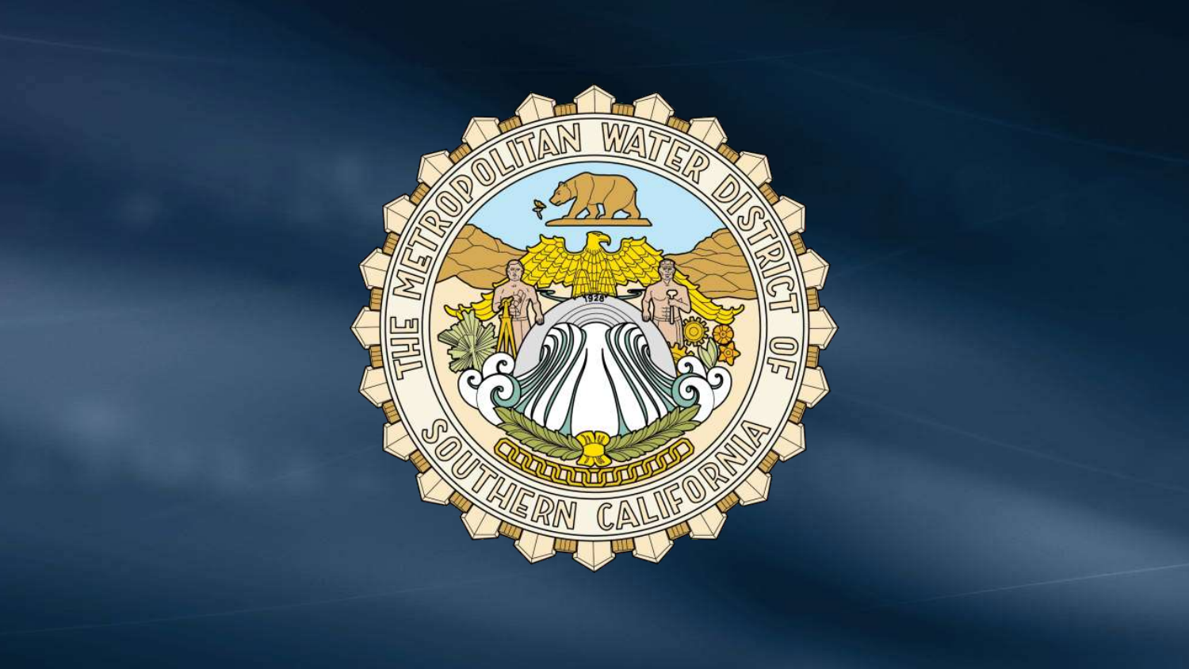THE METROPOLITAN WATER DISTRICT OF SOUTHERN CALIFORNIA

1928